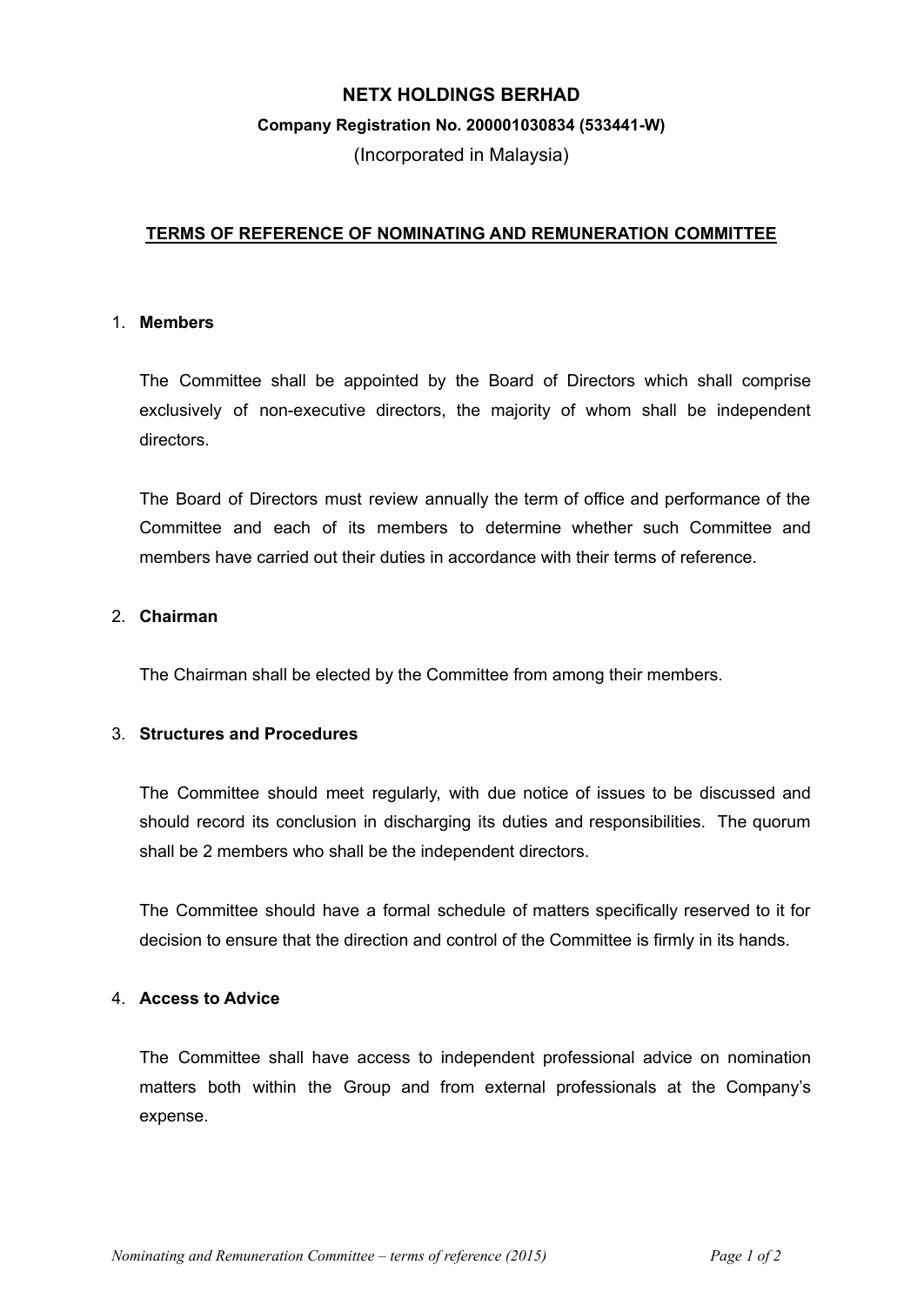# NETX HOLDINGS BERHAD

**Company Registration No. 200001030834 (533441-W)**

(Incorporated in Malaysia)

## TERMS OF REFERENCE OF NOMINATING AND REMUNERATION COMMITTEE

### 1. Members

The Committee shall be appointed by the Board of Directors which shall comprise exclusively of non-executive directors, the majority of whom shall be independent directors.

The Board of Directors must review annually the term of office and performance of the Committee and each of its members to determine whether such Committee and members have carried out their duties in accordance with their terms of reference.

### 2. Chairman

The Chairman shall be elected by the Committee from among their members.

### 3. Structures and Procedures

The Committee should meet regularly, with due notice of issues to be discussed and should record its conclusion in discharging its duties and responsibilities. The quorum shall be 2 members who shall be the independent directors.

The Committee should have a formal schedule of matters specifically reserved to it for decision to ensure that the direction and control of the Committee is firmly in its hands.

### 4. Access to Advice

The Committee shall have access to independent professional advice on nomination matters both within the Group and from external professionals at the Company's expense.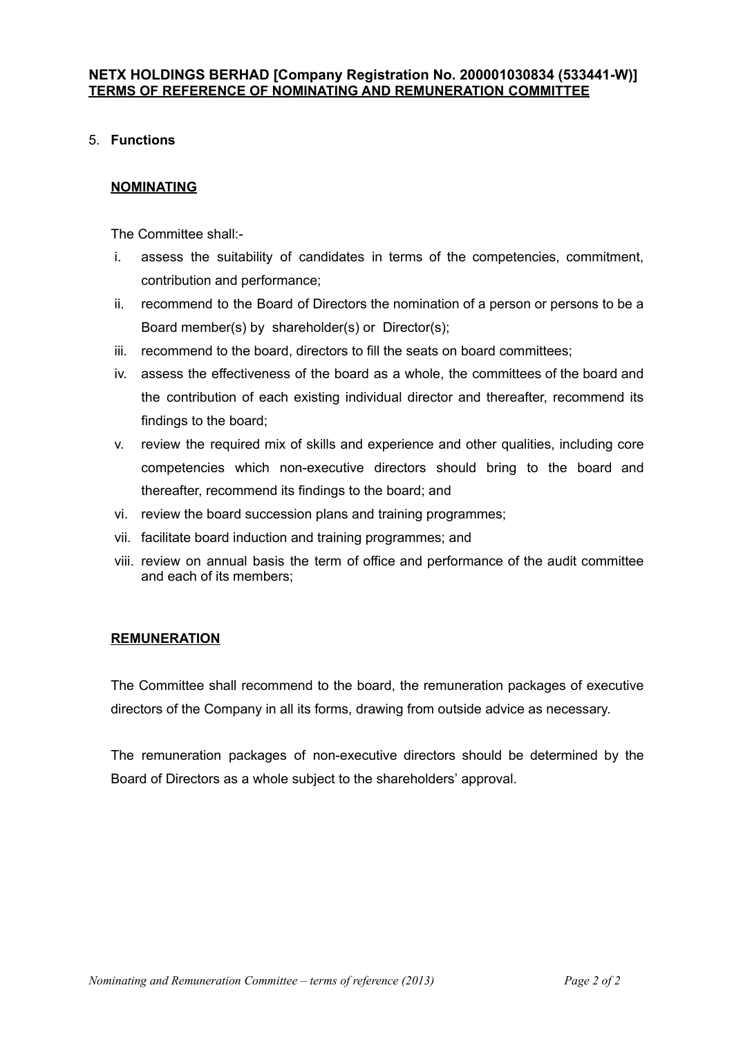**NETX HOLDINGS BERHAD [Company Registration No. 200001030834 (533441-W)]**
**TERMS OF REFERENCE OF NOMINATING AND REMUNERATION COMMITTEE**

5. **Functions**

**NOMINATING**

The Committee shall:-

i. assess the suitability of candidates in terms of the competencies, commitment, contribution and performance;
ii. recommend to the Board of Directors the nomination of a person or persons to be a Board member(s) by shareholder(s) or Director(s);
iii. recommend to the board, directors to fill the seats on board committees;
iv. assess the effectiveness of the board as a whole, the committees of the board and the contribution of each existing individual director and thereafter, recommend its findings to the board;
v. review the required mix of skills and experience and other qualities, including core competencies which non-executive directors should bring to the board and thereafter, recommend its findings to the board; and
vi. review the board succession plans and training programmes;
vii. facilitate board induction and training programmes; and
viii. review on annual basis the term of office and performance of the audit committee and each of its members;

**REMUNERATION**

The Committee shall recommend to the board, the remuneration packages of executive directors of the Company in all its forms, drawing from outside advice as necessary.

The remuneration packages of non-executive directors should be determined by the Board of Directors as a whole subject to the shareholders' approval.